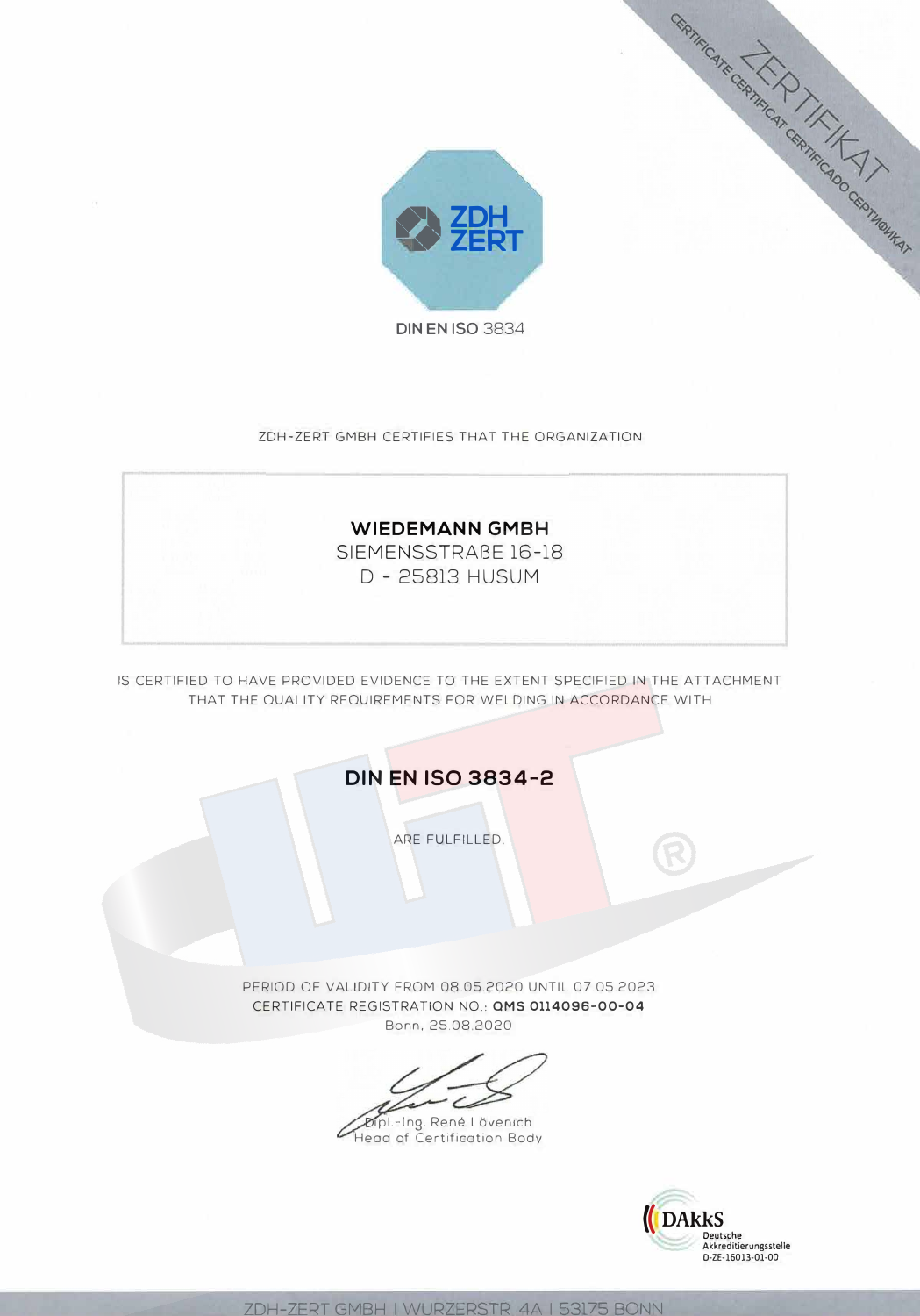CERTIFICATE CERTIFICAT CERTIFICADO СЕРТИФИКАТ

ZERTIFIKAT

ZDH ZERT

DIN EN ISO 3834

ZDH-ZERT GMBH CERTIFIES THAT THE ORGANIZATION

**WIEDEMANN GMBH**
SIEMENSSTRAßE 16-18
D - 25813 HUSUM

IS CERTIFIED TO HAVE PROVIDED EVIDENCE TO THE EXTENT SPECIFIED IN THE ATTACHMENT THAT THE QUALITY REQUIREMENTS FOR WELDING IN ACCORDANCE WITH

## DIN EN ISO 3834-2

ARE FULFILLED.

PERIOD OF VALIDITY FROM 08.05.2020 UNTIL 07.05.2023
CERTIFICATE REGISTRATION NO.: **QMS 0114096-00-04**
Bonn, 25.08.2020

Dipl.-Ing. René Lövenich
Head of Certification Body

DAkkS
Deutsche Akkreditierungsstelle
D-ZE-16013-01-00

ZDH-ZERT GMBH | WURZERSTR. 4A | 53175 BONN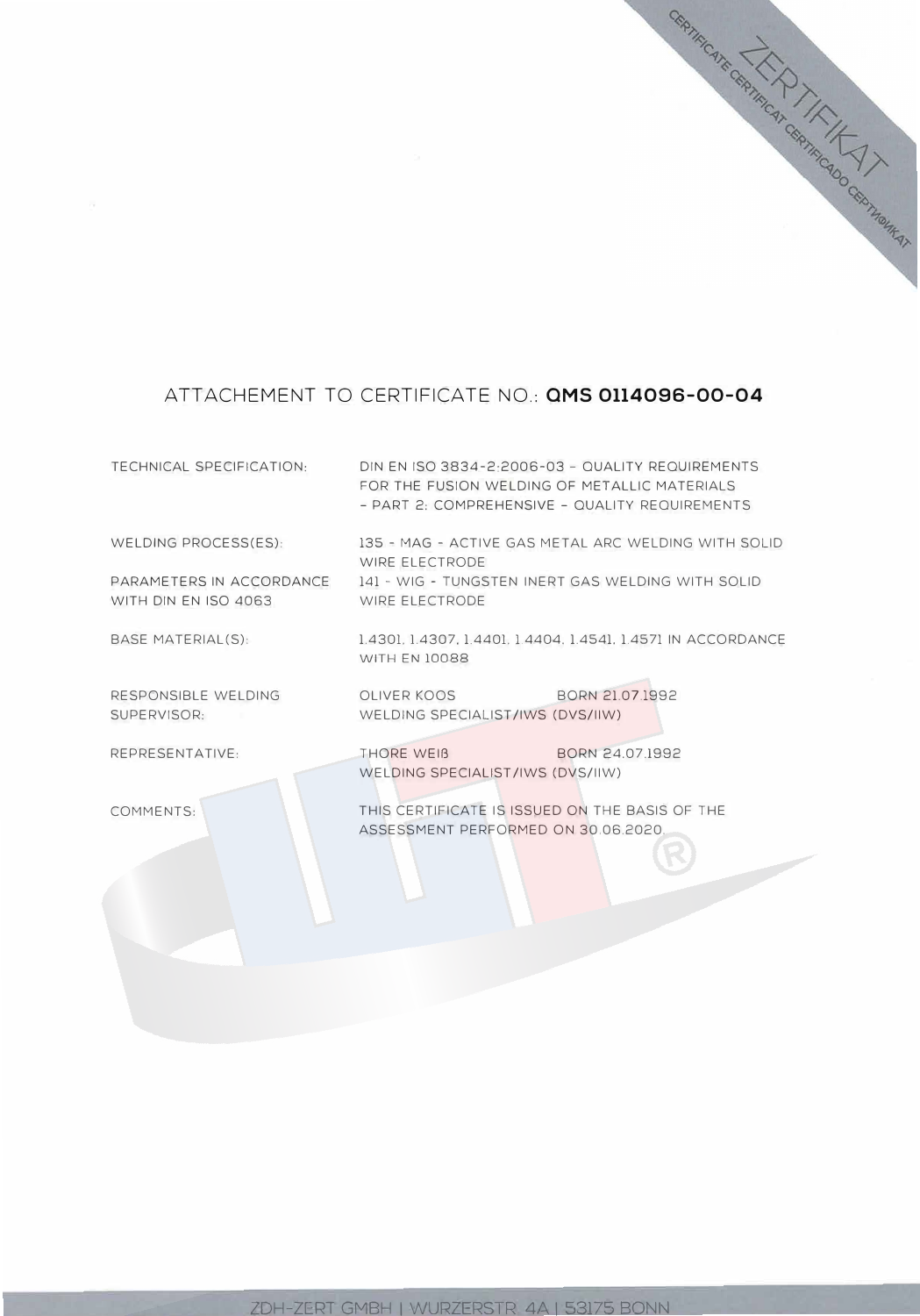## ATTACHEMENT TO CERTIFICATE NO.: **QMS 0114096-00-04**

| | |
|---|---|
| TECHNICAL SPECIFICATION: | DIN EN ISO 3834-2:2006-03 - QUALITY REQUIREMENTS FOR THE FUSION WELDING OF METALLIC MATERIALS - PART 2: COMPREHENSIVE - QUALITY REQUIREMENTS |
| WELDING PROCESS(ES): PARAMETERS IN ACCORDANCE WITH DIN EN ISO 4063 | 135 - MAG - ACTIVE GAS METAL ARC WELDING WITH SOLID WIRE ELECTRODE<br>141 - WIG - TUNGSTEN INERT GAS WELDING WITH SOLID WIRE ELECTRODE |
| BASE MATERIAL(S): | 1.4301, 1.4307, 1.4401, 1.4404, 1.4541, 1.4571 IN ACCORDANCE WITH EN 10088 |
| RESPONSIBLE WELDING SUPERVISOR: | OLIVER KOOS BORN 21.07.1992<br>WELDING SPECIALIST/IWS (DVS/IIW) |
| REPRESENTATIVE: | THORE WEIß BORN 24.07.1992<br>WELDING SPECIALIST/IWS (DVS/IIW) |
| COMMENTS: | THIS CERTIFICATE IS ISSUED ON THE BASIS OF THE ASSESSMENT PERFORMED ON 30.06.2020. |

ZDH-ZERT GMBH | WURZERSTR. 4A | 53175 BONN